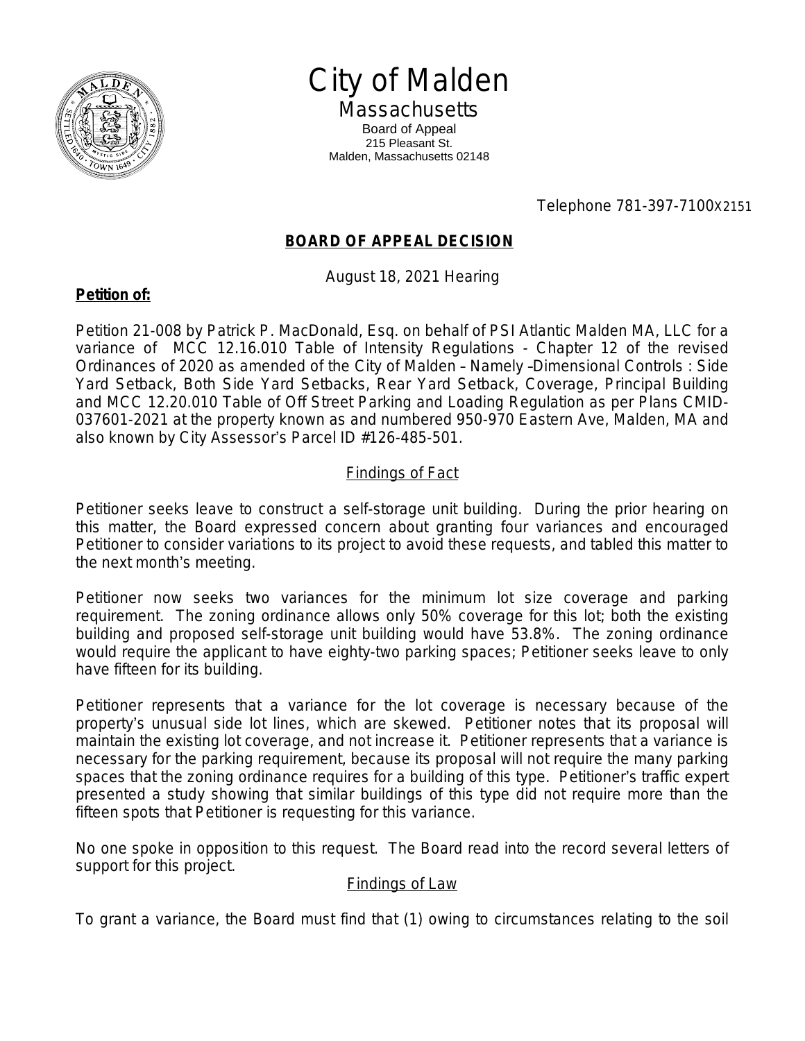# City of Malden

## Massachusetts

Board of Appeal
215 Pleasant St.
Malden, Massachusetts 02148

Telephone 781-397-7100X2151

## BOARD OF APPEAL DECISION

August 18, 2021 Hearing

**Petition of:**

Petition 21-008 by Patrick P. MacDonald, Esq. on behalf of PSI Atlantic Malden MA, LLC for a variance of MCC 12.16.010 Table of Intensity Regulations - Chapter 12 of the revised Ordinances of 2020 as amended of the City of Malden – Namely –Dimensional Controls : Side Yard Setback, Both Side Yard Setbacks, Rear Yard Setback, Coverage, Principal Building and MCC 12.20.010 Table of Off Street Parking and Loading Regulation as per Plans CMID-037601-2021 at the property known as and numbered 950-970 Eastern Ave, Malden, MA and also known by City Assessor's Parcel ID #126-485-501.

### Findings of Fact

Petitioner seeks leave to construct a self-storage unit building. During the prior hearing on this matter, the Board expressed concern about granting four variances and encouraged Petitioner to consider variations to its project to avoid these requests, and tabled this matter to the next month's meeting.

Petitioner now seeks two variances for the minimum lot size coverage and parking requirement. The zoning ordinance allows only 50% coverage for this lot; both the existing building and proposed self-storage unit building would have 53.8%. The zoning ordinance would require the applicant to have eighty-two parking spaces; Petitioner seeks leave to only have fifteen for its building.

Petitioner represents that a variance for the lot coverage is necessary because of the property's unusual side lot lines, which are skewed. Petitioner notes that its proposal will maintain the existing lot coverage, and not increase it. Petitioner represents that a variance is necessary for the parking requirement, because its proposal will not require the many parking spaces that the zoning ordinance requires for a building of this type. Petitioner's traffic expert presented a study showing that similar buildings of this type did not require more than the fifteen spots that Petitioner is requesting for this variance.

No one spoke in opposition to this request. The Board read into the record several letters of support for this project.

### Findings of Law

To grant a variance, the Board must find that (1) owing to circumstances relating to the soil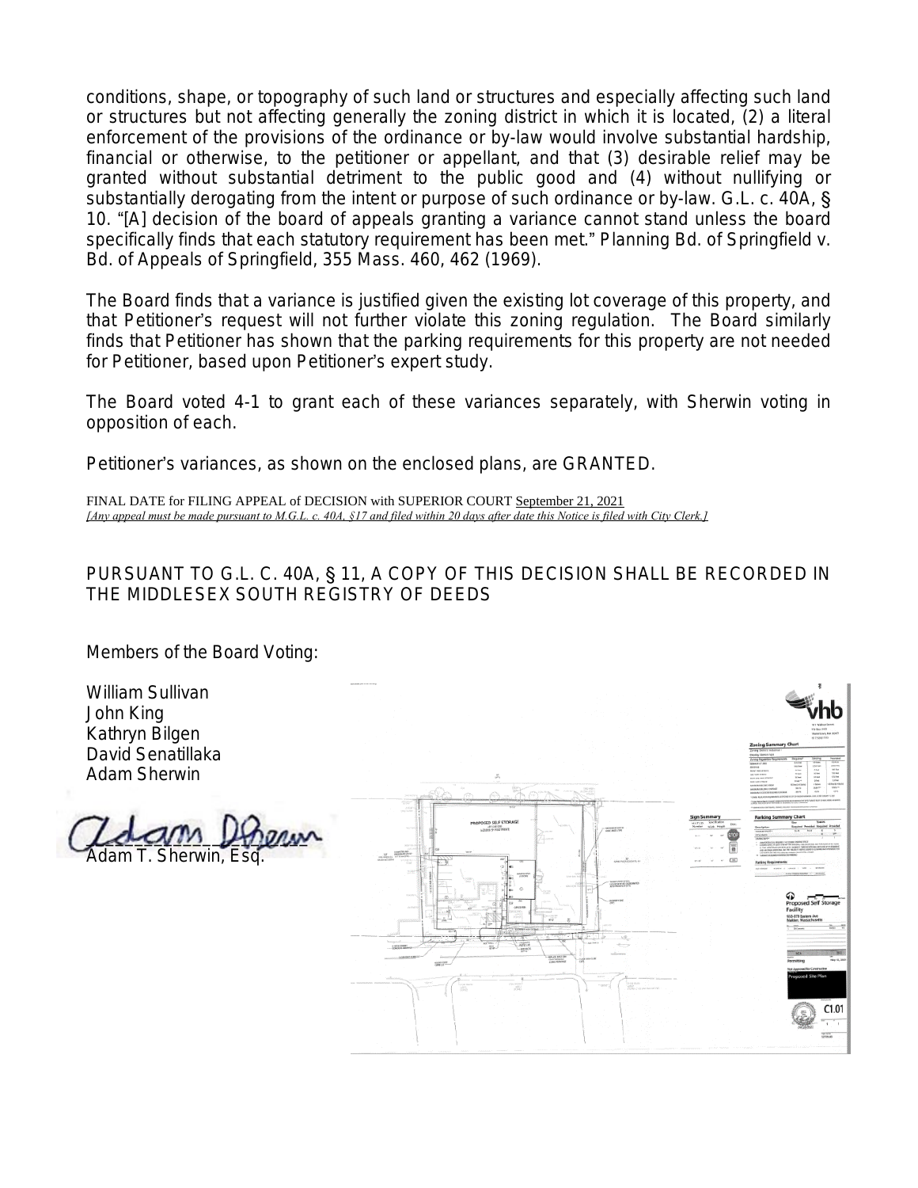conditions, shape, or topography of such land or structures and especially affecting such land or structures but not affecting generally the zoning district in which it is located, (2) a literal enforcement of the provisions of the ordinance or by-law would involve substantial hardship, financial or otherwise, to the petitioner or appellant, and that (3) desirable relief may be granted without substantial detriment to the public good and (4) without nullifying or substantially derogating from the intent or purpose of such ordinance or by-law. G.L. c. 40A, § 10. "[A] decision of the board of appeals granting a variance cannot stand unless the board specifically finds that each statutory requirement has been met." Planning Bd. of Springfield v. Bd. of Appeals of Springfield, 355 Mass. 460, 462 (1969).

The Board finds that a variance is justified given the existing lot coverage of this property, and that Petitioner's request will not further violate this zoning regulation. The Board similarly finds that Petitioner has shown that the parking requirements for this property are not needed for Petitioner, based upon Petitioner's expert study.

The Board voted 4-1 to grant each of these variances separately, with Sherwin voting in opposition of each.

Petitioner's variances, as shown on the enclosed plans, are GRANTED.

FINAL DATE for FILING APPEAL of DECISION with SUPERIOR COURT September 21, 2021
*[Any appeal must be made pursuant to M.G.L. c. 40A, §17 and filed within 20 days after date this Notice is filed with City Clerk.]*

PURSUANT TO G.L. C. 40A, § 11, A COPY OF THIS DECISION SHALL BE RECORDED IN THE MIDDLESEX SOUTH REGISTRY OF DEEDS

Members of the Board Voting:

William Sullivan
John King
Kathryn Bilgen
David Senatillaka
Adam Sherwin

Adam T. Sherwin, Esq.

vhb

Zoning Summary Chart

Sign Summary

Parking Summary Chart

PROPOSED SELF STORAGE

Proposed Self Storage Facility

Permitting

Not Approved for Construction

Proposed Site Plan

C1.01